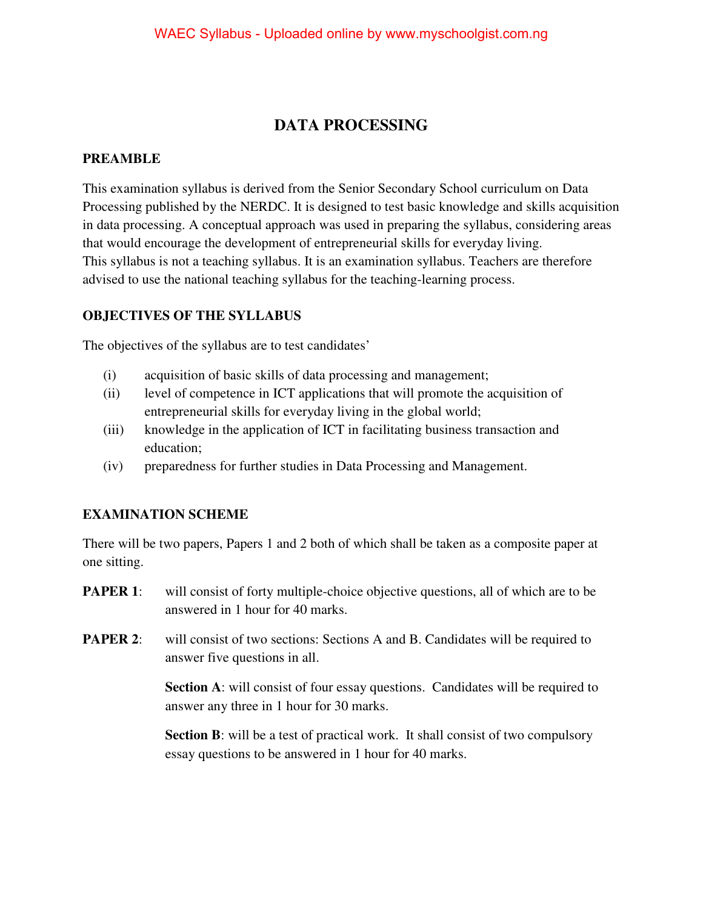# DATA PROCESSING

## PREAMBLE

This examination syllabus is derived from the Senior Secondary School curriculum on Data Processing published by the NERDC. It is designed to test basic knowledge and skills acquisition in data processing. A conceptual approach was used in preparing the syllabus, considering areas that would encourage the development of entrepreneurial skills for everyday living.
This syllabus is not a teaching syllabus. It is an examination syllabus. Teachers are therefore advised to use the national teaching syllabus for the teaching-learning process.

## OBJECTIVES OF THE SYLLABUS

The objectives of the syllabus are to test candidates'

- (i) acquisition of basic skills of data processing and management;
- (ii) level of competence in ICT applications that will promote the acquisition of entrepreneurial skills for everyday living in the global world;
- (iii) knowledge in the application of ICT in facilitating business transaction and education;
- (iv) preparedness for further studies in Data Processing and Management.

## EXAMINATION SCHEME

There will be two papers, Papers 1 and 2 both of which shall be taken as a composite paper at one sitting.

**PAPER 1**: will consist of forty multiple-choice objective questions, all of which are to be answered in 1 hour for 40 marks.

**PAPER 2**: will consist of two sections: Sections A and B. Candidates will be required to answer five questions in all.

**Section A**: will consist of four essay questions. Candidates will be required to answer any three in 1 hour for 30 marks.

**Section B**: will be a test of practical work. It shall consist of two compulsory essay questions to be answered in 1 hour for 40 marks.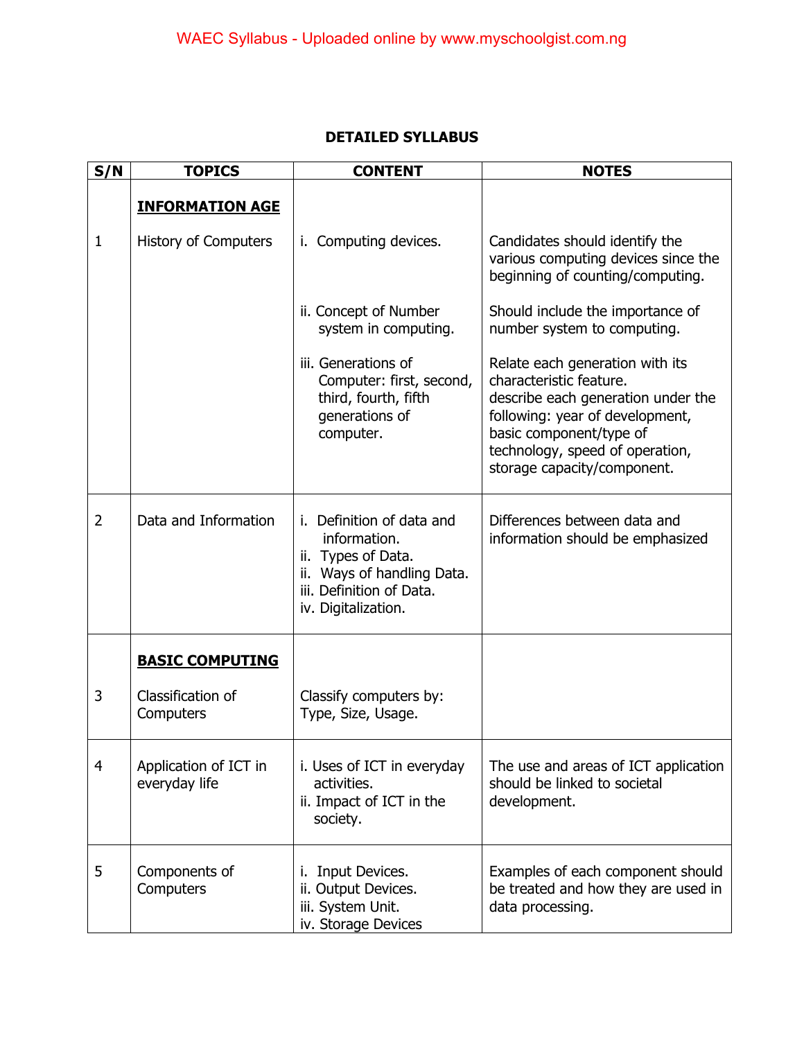## DETAILED SYLLABUS

| S/N | TOPICS | CONTENT | NOTES |
|---|---|---|---|
| | **INFORMATION AGE** | | |
| 1 | History of Computers | i. Computing devices. | Candidates should identify the various computing devices since the beginning of counting/computing. |
| | | ii. Concept of Number system in computing. | Should include the importance of number system to computing. |
| | | iii. Generations of Computer: first, second, third, fourth, fifth generations of computer. | Relate each generation with its characteristic feature. describe each generation under the following: year of development, basic component/type of technology, speed of operation, storage capacity/component. |
| 2 | Data and Information | i. Definition of data and information.<br>ii. Types of Data.<br>ii. Ways of handling Data.<br>iii. Definition of Data.<br>iv. Digitalization. | Differences between data and information should be emphasized |
| | **BASIC COMPUTING** | | |
| 3 | Classification of Computers | Classify computers by: Type, Size, Usage. | |
| 4 | Application of ICT in everyday life | i. Uses of ICT in everyday activities.<br>ii. Impact of ICT in the society. | The use and areas of ICT application should be linked to societal development. |
| 5 | Components of Computers | i. Input Devices.<br>ii. Output Devices.<br>iii. System Unit.<br>iv. Storage Devices | Examples of each component should be treated and how they are used in data processing. |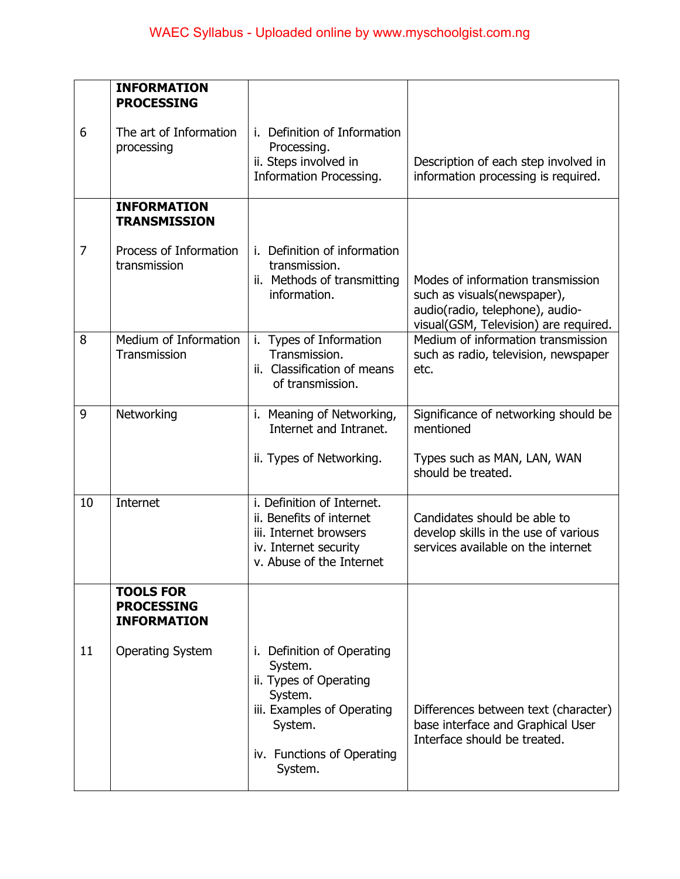| | | | |
|---|---|---|---|
| 6 | **INFORMATION PROCESSING**<br><br>The art of Information processing | i. Definition of Information Processing.<br>ii. Steps involved in Information Processing. | Description of each step involved in information processing is required. |
| 7 | **INFORMATION TRANSMISSION**<br><br>Process of Information transmission | i. Definition of information transmission.<br>ii. Methods of transmitting information. | Modes of information transmission such as visuals(newspaper), audio(radio, telephone), audio-visual(GSM, Television) are required. |
| 8 | Medium of Information Transmission | i. Types of Information Transmission.<br>ii. Classification of means of transmission. | Medium of information transmission such as radio, television, newspaper etc. |
| 9 | Networking | i. Meaning of Networking, Internet and Intranet.<br><br>ii. Types of Networking. | Significance of networking should be mentioned<br><br>Types such as MAN, LAN, WAN should be treated. |
| 10 | Internet | i. Definition of Internet.<br>ii. Benefits of internet<br>iii. Internet browsers<br>iv. Internet security<br>v. Abuse of the Internet | Candidates should be able to develop skills in the use of various services available on the internet |
| 11 | **TOOLS FOR PROCESSING INFORMATION**<br><br>Operating System | i. Definition of Operating System.<br>ii. Types of Operating System.<br>iii. Examples of Operating System.<br><br>iv. Functions of Operating System. | Differences between text (character) base interface and Graphical User Interface should be treated. |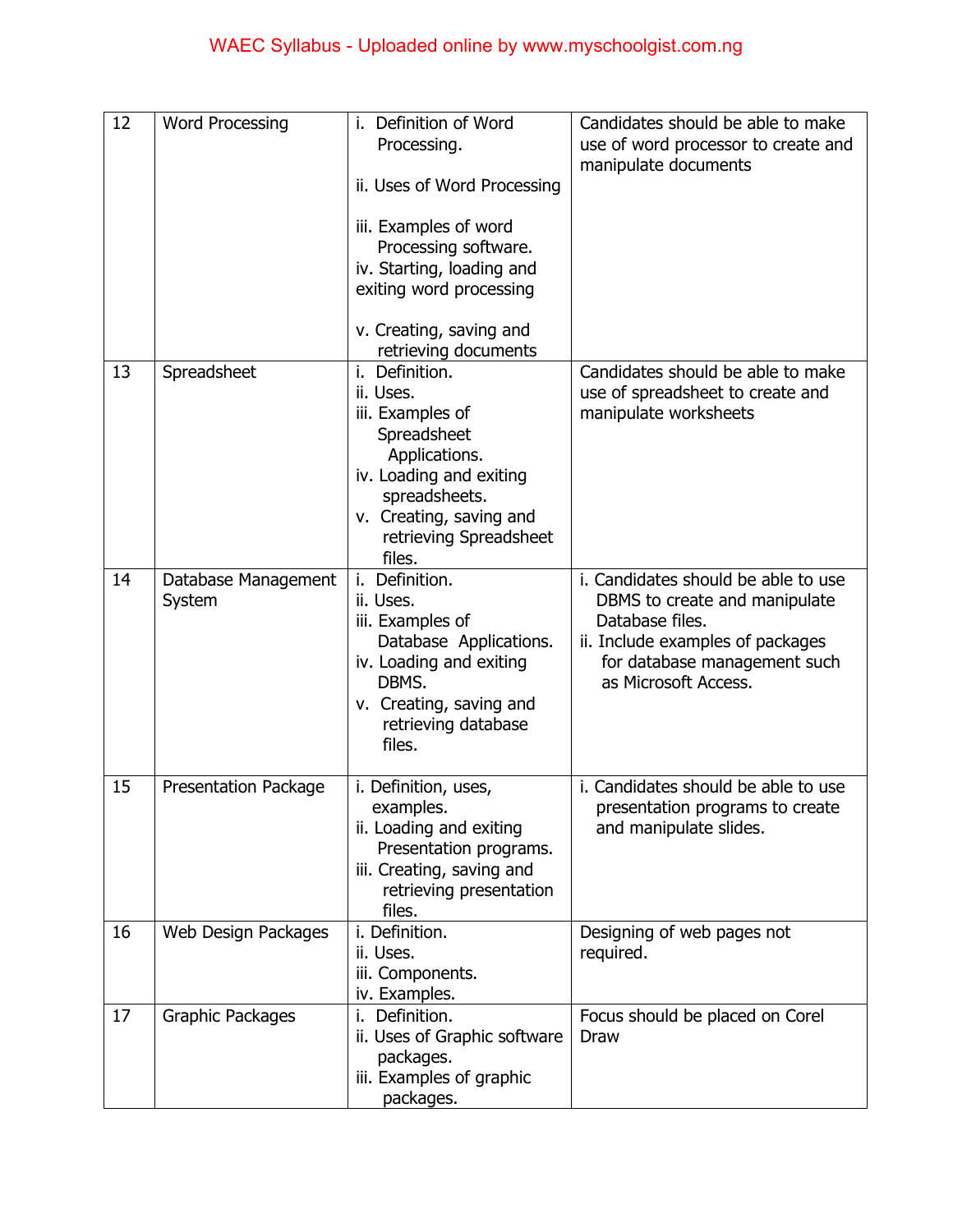| 12 | Word Processing | i. Definition of Word Processing.<br><br>ii. Uses of Word Processing<br><br>iii. Examples of word Processing software.<br>iv. Starting, loading and exiting word processing<br><br>v. Creating, saving and retrieving documents | Candidates should be able to make use of word processor to create and manipulate documents |
|---|---|---|---|
| 13 | Spreadsheet | i. Definition.<br>ii. Uses.<br>iii. Examples of Spreadsheet Applications.<br>iv. Loading and exiting spreadsheets.<br>v. Creating, saving and retrieving Spreadsheet files. | Candidates should be able to make use of spreadsheet to create and manipulate worksheets |
| 14 | Database Management System | i. Definition.<br>ii. Uses.<br>iii. Examples of Database Applications.<br>iv. Loading and exiting DBMS.<br>v. Creating, saving and retrieving database files. | i. Candidates should be able to use DBMS to create and manipulate Database files.<br>ii. Include examples of packages for database management such as Microsoft Access. |
| 15 | Presentation Package | i. Definition, uses, examples.<br>ii. Loading and exiting Presentation programs.<br>iii. Creating, saving and retrieving presentation files. | i. Candidates should be able to use presentation programs to create and manipulate slides. |
| 16 | Web Design Packages | i. Definition.<br>ii. Uses.<br>iii. Components.<br>iv. Examples. | Designing of web pages not required. |
| 17 | Graphic Packages | i. Definition.<br>ii. Uses of Graphic software packages.<br>iii. Examples of graphic packages. | Focus should be placed on Corel Draw |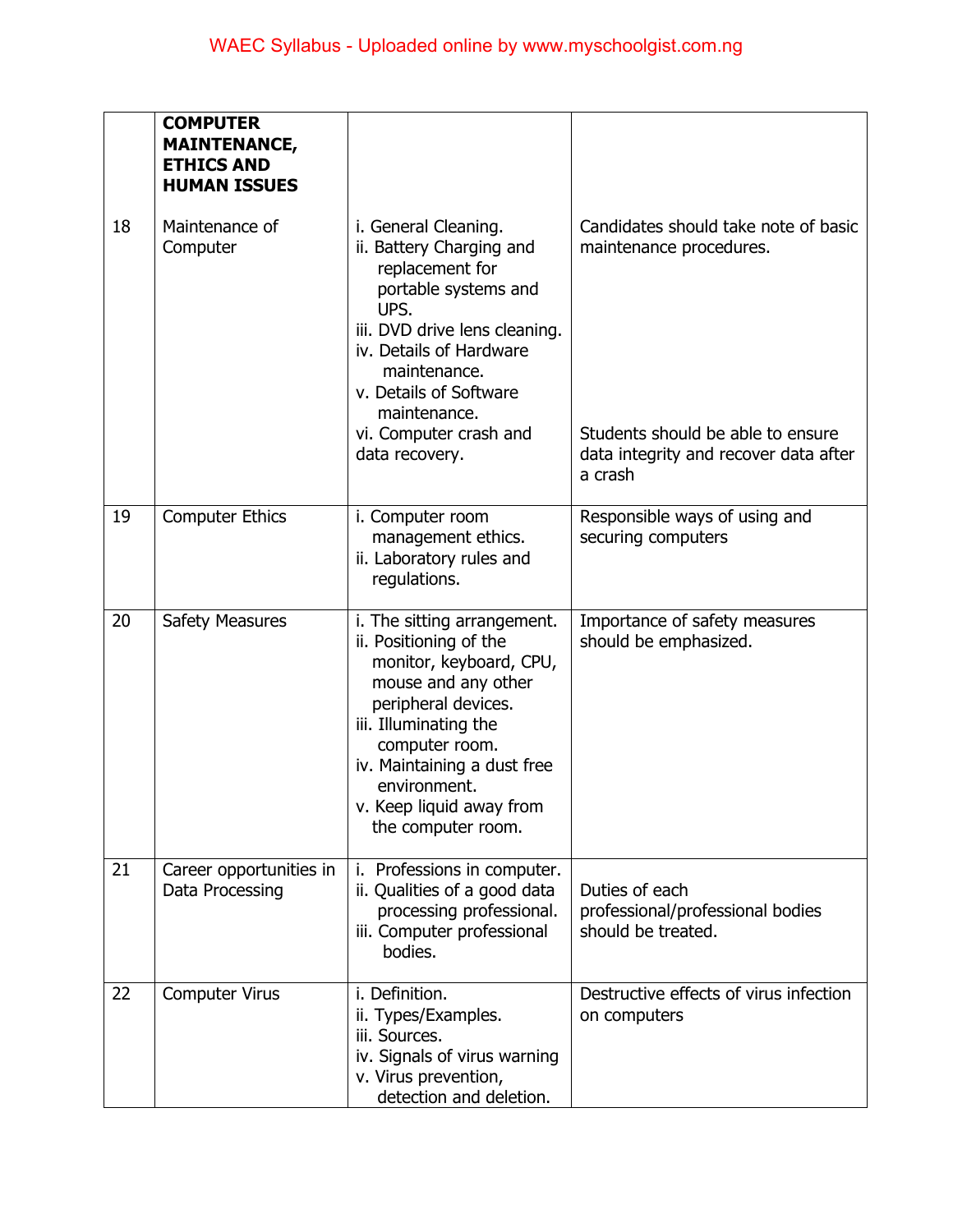| | **COMPUTER MAINTENANCE, ETHICS AND HUMAN ISSUES** | | |
|---|---|---|---|
| 18 | Maintenance of Computer | i. General Cleaning.<br>ii. Battery Charging and replacement for portable systems and UPS.<br>iii. DVD drive lens cleaning.<br>iv. Details of Hardware maintenance.<br>v. Details of Software maintenance.<br>vi. Computer crash and data recovery. | Candidates should take note of basic maintenance procedures.<br><br>Students should be able to ensure data integrity and recover data after a crash |
| 19 | Computer Ethics | i. Computer room management ethics.<br>ii. Laboratory rules and regulations. | Responsible ways of using and securing computers |
| 20 | Safety Measures | i. The sitting arrangement.<br>ii. Positioning of the monitor, keyboard, CPU, mouse and any other peripheral devices.<br>iii. Illuminating the computer room.<br>iv. Maintaining a dust free environment.<br>v. Keep liquid away from the computer room. | Importance of safety measures should be emphasized. |
| 21 | Career opportunities in Data Processing | i. Professions in computer.<br>ii. Qualities of a good data processing professional.<br>iii. Computer professional bodies. | Duties of each professional/professional bodies should be treated. |
| 22 | Computer Virus | i. Definition.<br>ii. Types/Examples.<br>iii. Sources.<br>iv. Signals of virus warning<br>v. Virus prevention, detection and deletion. | Destructive effects of virus infection on computers |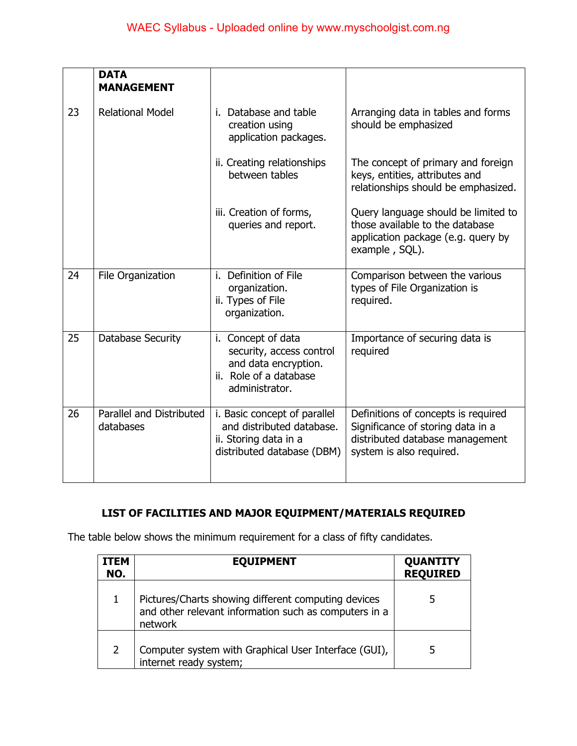| | **DATA MANAGEMENT** | | |
|---|---|---|---|
| 23 | Relational Model | i. Database and table creation using application packages.<br><br>ii. Creating relationships between tables<br><br>iii. Creation of forms, queries and report. | Arranging data in tables and forms should be emphasized<br><br>The concept of primary and foreign keys, entities, attributes and relationships should be emphasized.<br><br>Query language should be limited to those available to the database application package (e.g. query by example , SQL). |
| 24 | File Organization | i. Definition of File organization.<br>ii. Types of File organization. | Comparison between the various types of File Organization is required. |
| 25 | Database Security | i. Concept of data security, access control and data encryption.<br>ii. Role of a database administrator. | Importance of securing data is required |
| 26 | Parallel and Distributed databases | i. Basic concept of parallel and distributed database.<br>ii. Storing data in a distributed database (DBM) | Definitions of concepts is required Significance of storing data in a distributed database management system is also required. |

## LIST OF FACILITIES AND MAJOR EQUIPMENT/MATERIALS REQUIRED

The table below shows the minimum requirement for a class of fifty candidates.

| ITEM NO. | EQUIPMENT | QUANTITY REQUIRED |
|---|---|---|
| 1 | Pictures/Charts showing different computing devices and other relevant information such as computers in a network | 5 |
| 2 | Computer system with Graphical User Interface (GUI), internet ready system; | 5 |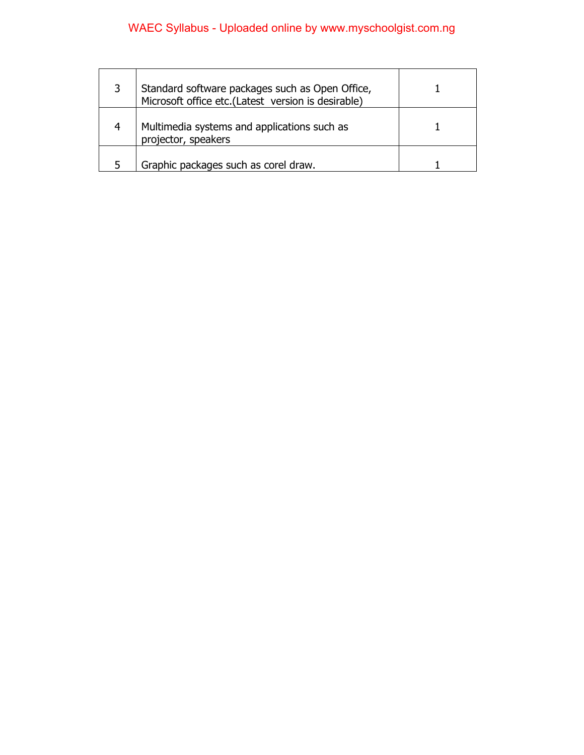| | | |
|---|---|---|
| 3 | Standard software packages such as Open Office, Microsoft office etc.(Latest version is desirable) | 1 |
| 4 | Multimedia systems and applications such as projector, speakers | 1 |
| 5 | Graphic packages such as corel draw. | 1 |